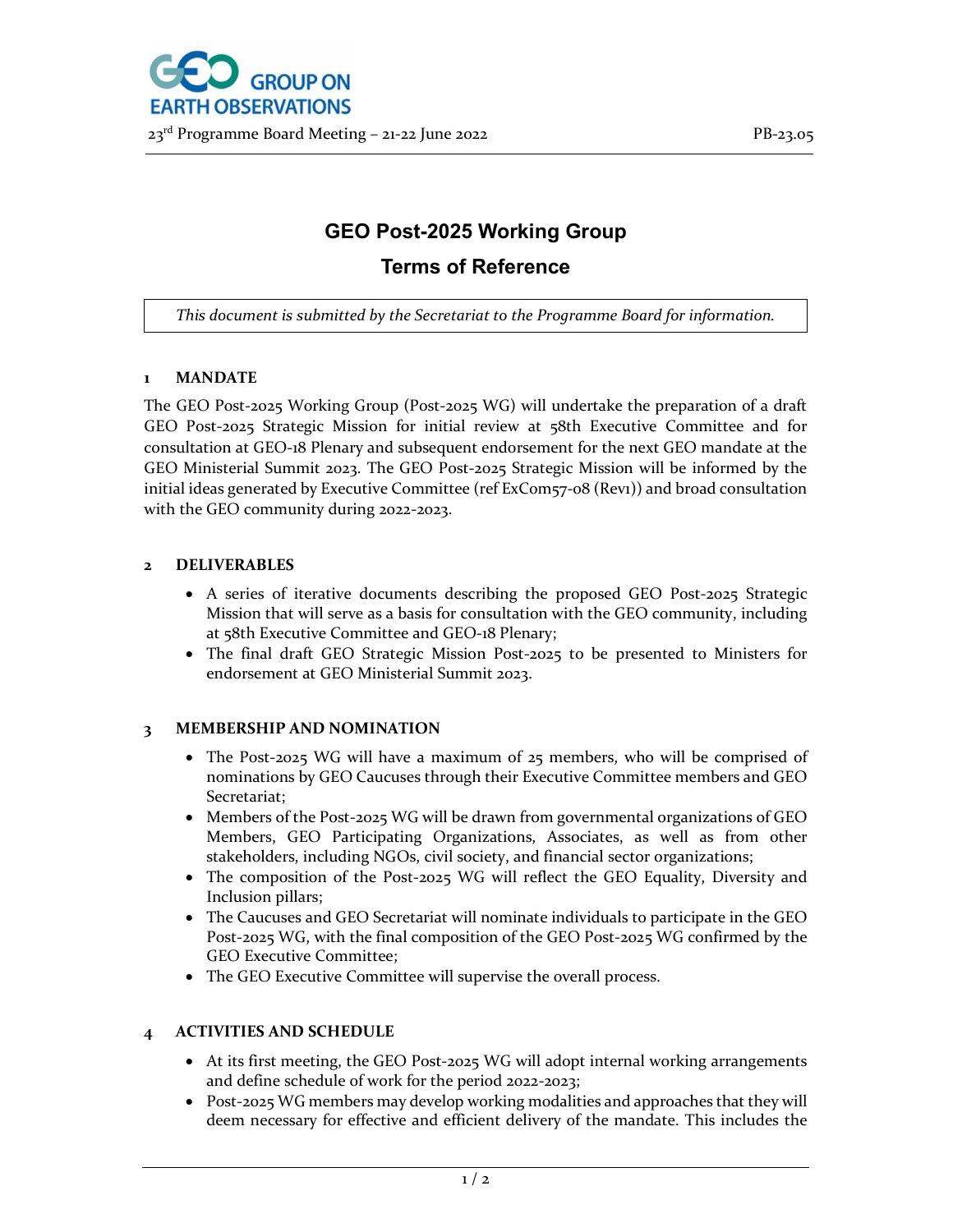GROUP ON EARTH OBSERVATIONS

23rd Programme Board Meeting – 21-22 June 2022 PB-23.05

# GEO Post-2025 Working Group

## Terms of Reference

*This document is submitted by the Secretariat to the Programme Board for information.*

### 1 MANDATE

The GEO Post-2025 Working Group (Post-2025 WG) will undertake the preparation of a draft GEO Post-2025 Strategic Mission for initial review at 58th Executive Committee and for consultation at GEO-18 Plenary and subsequent endorsement for the next GEO mandate at the GEO Ministerial Summit 2023. The GEO Post-2025 Strategic Mission will be informed by the initial ideas generated by Executive Committee (ref ExCom57-08 (Rev1)) and broad consultation with the GEO community during 2022-2023.

### 2 DELIVERABLES

- A series of iterative documents describing the proposed GEO Post-2025 Strategic Mission that will serve as a basis for consultation with the GEO community, including at 58th Executive Committee and GEO-18 Plenary;
- The final draft GEO Strategic Mission Post-2025 to be presented to Ministers for endorsement at GEO Ministerial Summit 2023.

### 3 MEMBERSHIP AND NOMINATION

- The Post-2025 WG will have a maximum of 25 members, who will be comprised of nominations by GEO Caucuses through their Executive Committee members and GEO Secretariat;
- Members of the Post-2025 WG will be drawn from governmental organizations of GEO Members, GEO Participating Organizations, Associates, as well as from other stakeholders, including NGOs, civil society, and financial sector organizations;
- The composition of the Post-2025 WG will reflect the GEO Equality, Diversity and Inclusion pillars;
- The Caucuses and GEO Secretariat will nominate individuals to participate in the GEO Post-2025 WG, with the final composition of the GEO Post-2025 WG confirmed by the GEO Executive Committee;
- The GEO Executive Committee will supervise the overall process.

### 4 ACTIVITIES AND SCHEDULE

- At its first meeting, the GEO Post-2025 WG will adopt internal working arrangements and define schedule of work for the period 2022-2023;
- Post-2025 WG members may develop working modalities and approaches that they will deem necessary for effective and efficient delivery of the mandate. This includes the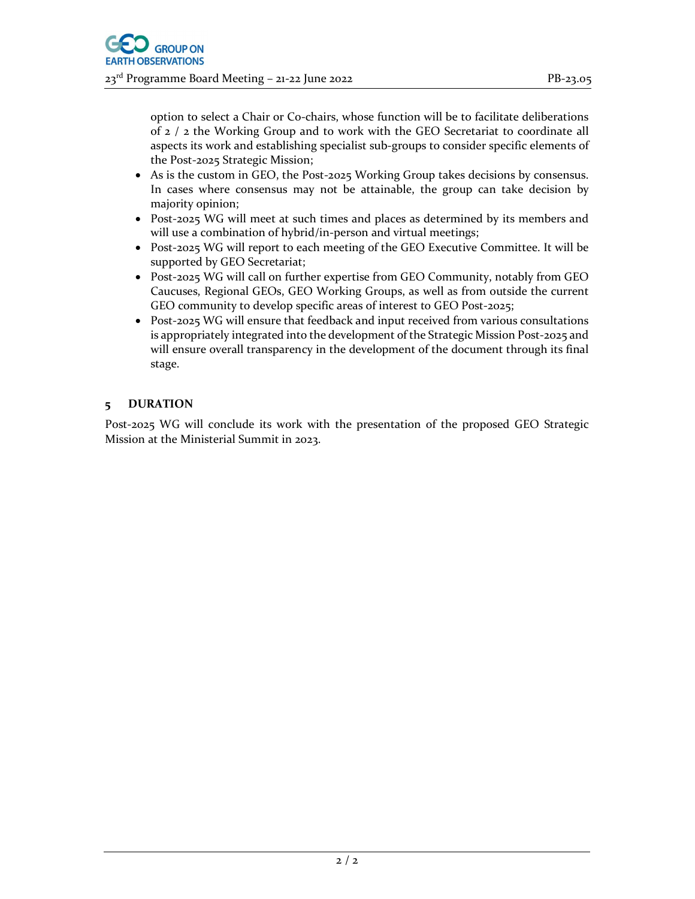option to select a Chair or Co-chairs, whose function will be to facilitate deliberations of 2 / 2 the Working Group and to work with the GEO Secretariat to coordinate all aspects its work and establishing specialist sub-groups to consider specific elements of the Post-2025 Strategic Mission;

- As is the custom in GEO, the Post-2025 Working Group takes decisions by consensus. In cases where consensus may not be attainable, the group can take decision by majority opinion;
- Post-2025 WG will meet at such times and places as determined by its members and will use a combination of hybrid/in-person and virtual meetings;
- Post-2025 WG will report to each meeting of the GEO Executive Committee. It will be supported by GEO Secretariat;
- Post-2025 WG will call on further expertise from GEO Community, notably from GEO Caucuses, Regional GEOs, GEO Working Groups, as well as from outside the current GEO community to develop specific areas of interest to GEO Post-2025;
- Post-2025 WG will ensure that feedback and input received from various consultations is appropriately integrated into the development of the Strategic Mission Post-2025 and will ensure overall transparency in the development of the document through its final stage.

## 5 DURATION

Post-2025 WG will conclude its work with the presentation of the proposed GEO Strategic Mission at the Ministerial Summit in 2023.